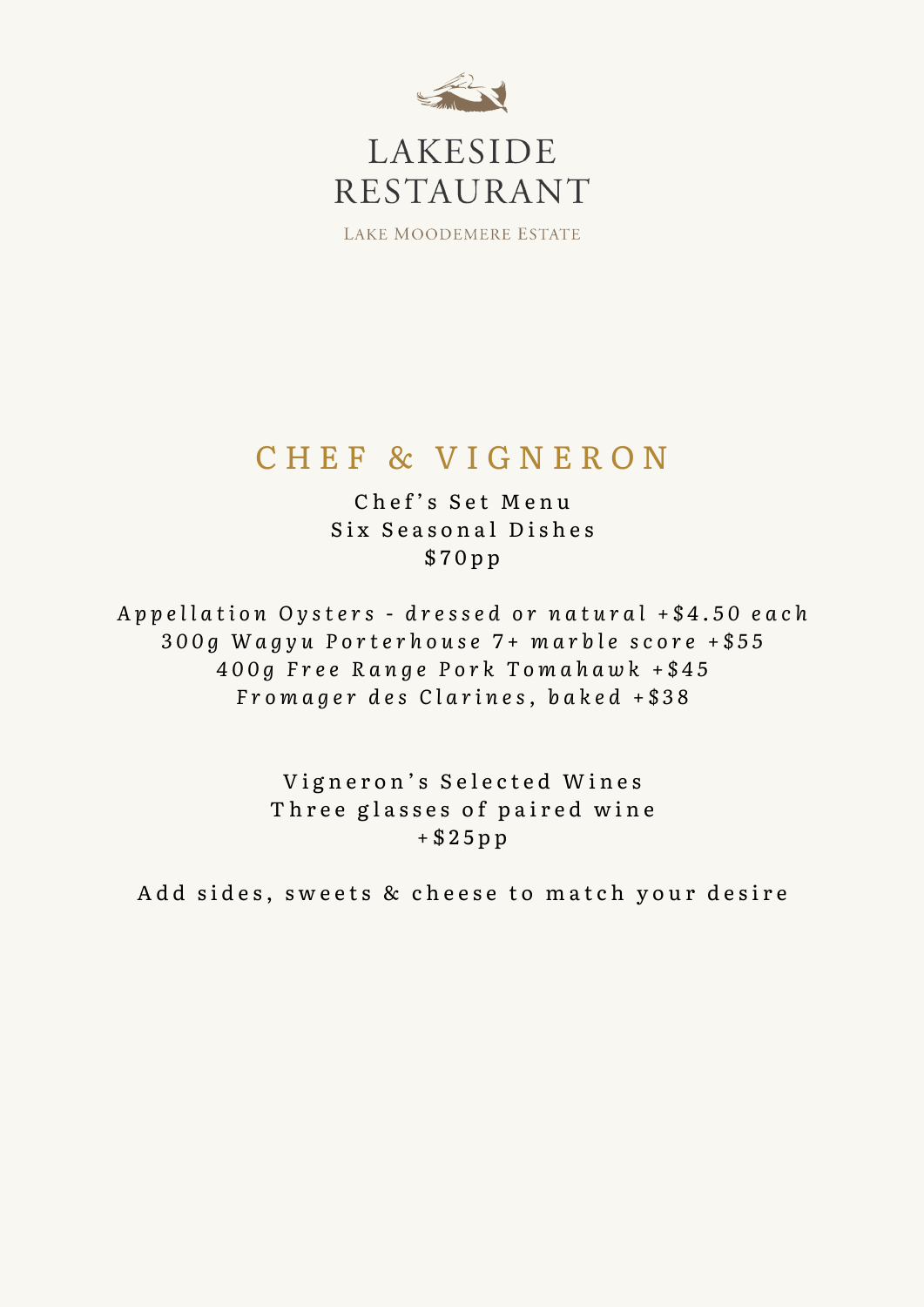# LAKESIDE RESTAURANT

Lake Moodemere Estate

## CHEF & VIGNERON

Chef's Set Menu
Six Seasonal Dishes
$70pp

*Appellation Oysters - dressed or natural +$4.50 each*
*300g Wagyu Porterhouse 7+ marble score +$55*
*400g Free Range Pork Tomahawk +$45*
*Fromager des Clarines, baked +$38*

Vigneron's Selected Wines
Three glasses of paired wine
+$25pp

Add sides, sweets & cheese to match your desire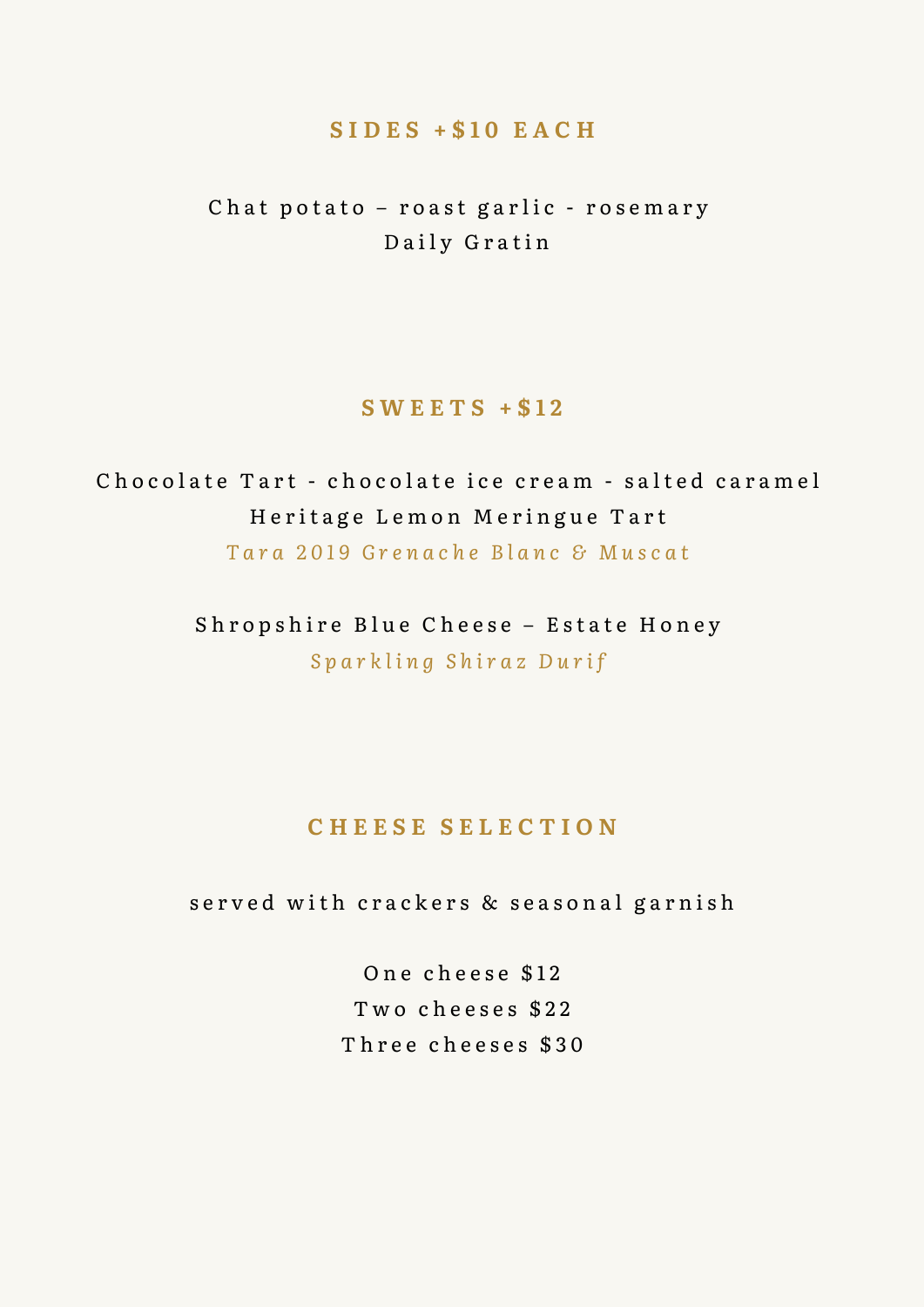## SIDES +$10 EACH

Chat potato – roast garlic - rosemary
Daily Gratin

## SWEETS +$12

Chocolate Tart - chocolate ice cream - salted caramel
Heritage Lemon Meringue Tart
*Tara 2019 Grenache Blanc & Muscat*

Shropshire Blue Cheese – Estate Honey
*Sparkling Shiraz Durif*

## CHEESE SELECTION

served with crackers & seasonal garnish

One cheese $12
Two cheeses $22
Three cheeses $30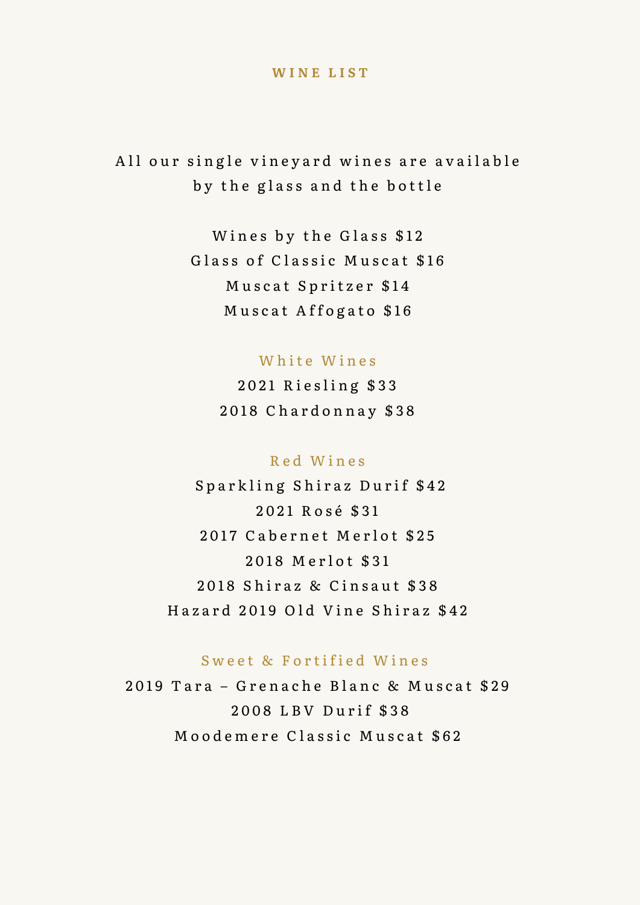# WINE LIST

All our single vineyard wines are available by the glass and the bottle

Wines by the Glass $12
Glass of Classic Muscat $16
Muscat Spritzer $14
Muscat Affogato $16

## White Wines

2021 Riesling $33
2018 Chardonnay $38

## Red Wines

Sparkling Shiraz Durif $42
2021 Rosé $31
2017 Cabernet Merlot $25
2018 Merlot $31
2018 Shiraz & Cinsaut $38
Hazard 2019 Old Vine Shiraz $42

## Sweet & Fortified Wines

2019 Tara – Grenache Blanc & Muscat $29
2008 LBV Durif $38
Moodemere Classic Muscat $62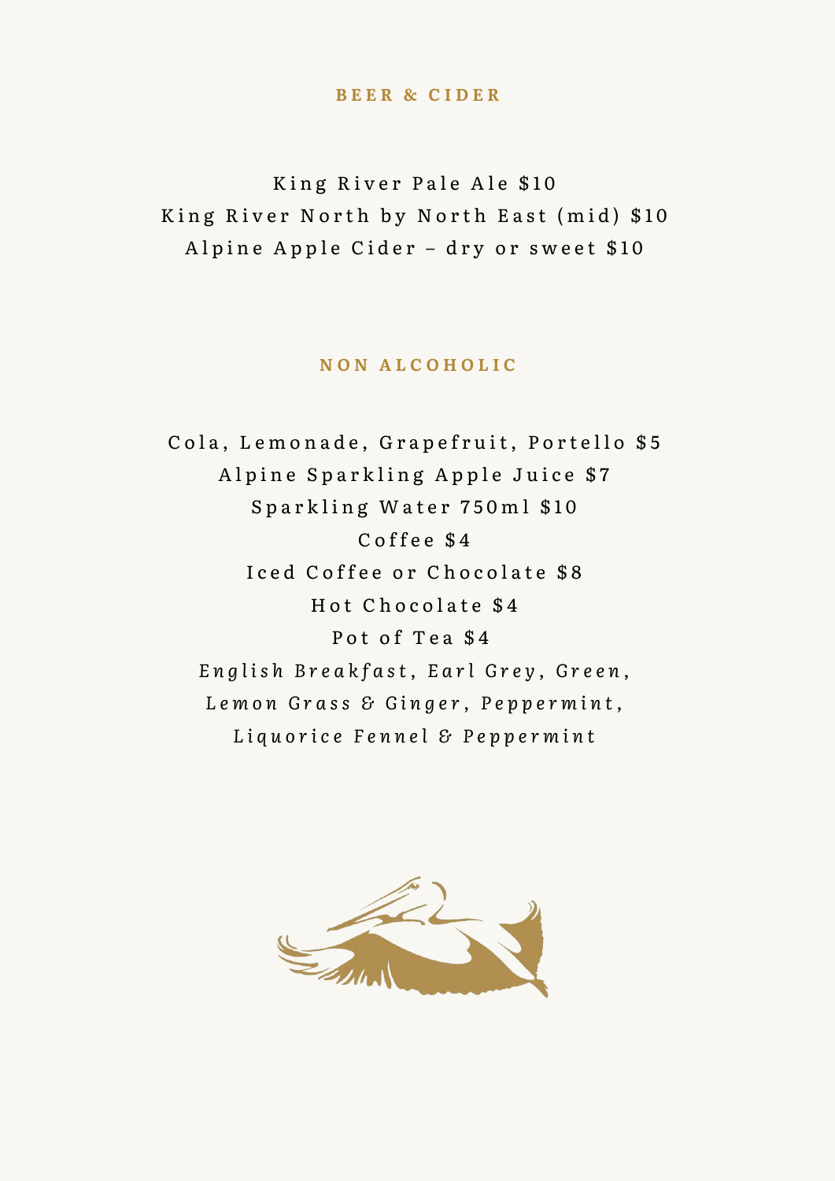## BEER & CIDER

King River Pale Ale $10
King River North by North East (mid) $10
Alpine Apple Cider – dry or sweet $10

## NON ALCOHOLIC

Cola, Lemonade, Grapefruit, Portello $5
Alpine Sparkling Apple Juice $7
Sparkling Water 750ml $10
Coffee $4
Iced Coffee or Chocolate $8
Hot Chocolate $4
Pot of Tea $4
*English Breakfast, Earl Grey, Green,*
*Lemon Grass & Ginger, Peppermint,*
*Liquorice Fennel & Peppermint*